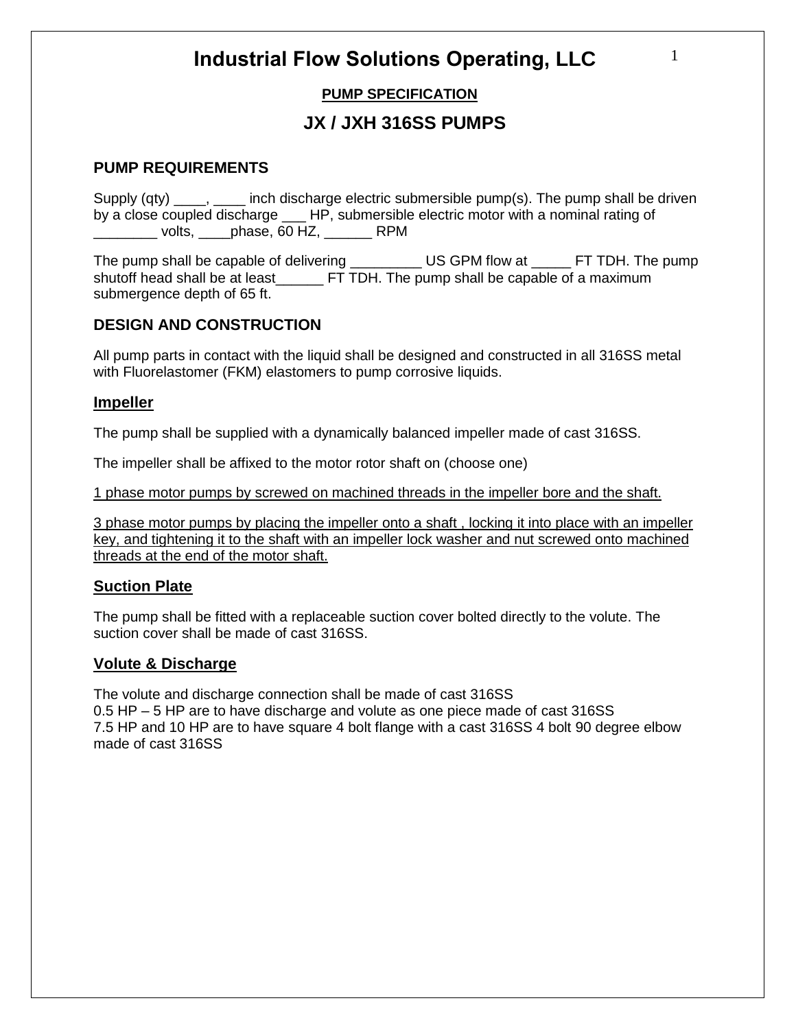# Industrial Flow Solutions Operating, LLC

**PUMP SPECIFICATION**

## JX / JXH 316SS PUMPS

### PUMP REQUIREMENTS

Supply (qty) ____, ____ inch discharge electric submersible pump(s). The pump shall be driven by a close coupled discharge ___ HP, submersible electric motor with a nominal rating of ________ volts, ____phase, 60 HZ, ______ RPM

The pump shall be capable of delivering _________ US GPM flow at _____ FT TDH. The pump shutoff head shall be at least______ FT TDH. The pump shall be capable of a maximum submergence depth of 65 ft.

### DESIGN AND CONSTRUCTION

All pump parts in contact with the liquid shall be designed and constructed in all 316SS metal with Fluorelastomer (FKM) elastomers to pump corrosive liquids.

#### Impeller

The pump shall be supplied with a dynamically balanced impeller made of cast 316SS.

The impeller shall be affixed to the motor rotor shaft on (choose one)

1 phase motor pumps by screwed on machined threads in the impeller bore and the shaft.

3 phase motor pumps by placing the impeller onto a shaft , locking it into place with an impeller key, and tightening it to the shaft with an impeller lock washer and nut screwed onto machined threads at the end of the motor shaft.

#### Suction Plate

The pump shall be fitted with a replaceable suction cover bolted directly to the volute. The suction cover shall be made of cast 316SS.

#### Volute & Discharge

The volute and discharge connection shall be made of cast 316SS
0.5 HP – 5 HP are to have discharge and volute as one piece made of cast 316SS
7.5 HP and 10 HP are to have square 4 bolt flange with a cast 316SS 4 bolt 90 degree elbow made of cast 316SS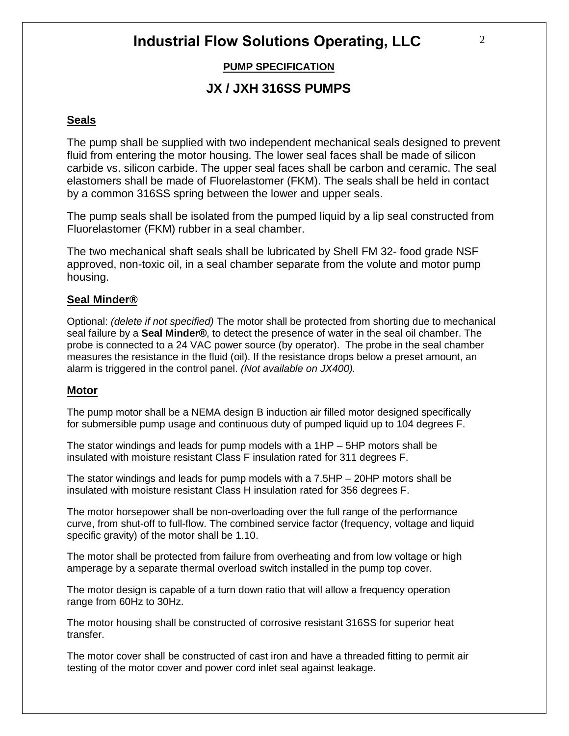# Industrial Flow Solutions Operating, LLC

**PUMP SPECIFICATION**

## JX / JXH 316SS PUMPS

### Seals

The pump shall be supplied with two independent mechanical seals designed to prevent fluid from entering the motor housing. The lower seal faces shall be made of silicon carbide vs. silicon carbide. The upper seal faces shall be carbon and ceramic. The seal elastomers shall be made of Fluorelastomer (FKM). The seals shall be held in contact by a common 316SS spring between the lower and upper seals.

The pump seals shall be isolated from the pumped liquid by a lip seal constructed from Fluorelastomer (FKM) rubber in a seal chamber.

The two mechanical shaft seals shall be lubricated by Shell FM 32- food grade NSF approved, non-toxic oil, in a seal chamber separate from the volute and motor pump housing.

### Seal Minder®

Optional: *(delete if not specified)* The motor shall be protected from shorting due to mechanical seal failure by a **Seal Minder®**, to detect the presence of water in the seal oil chamber. The probe is connected to a 24 VAC power source (by operator). The probe in the seal chamber measures the resistance in the fluid (oil). If the resistance drops below a preset amount, an alarm is triggered in the control panel. *(Not available on JX400).*

### Motor

The pump motor shall be a NEMA design B induction air filled motor designed specifically for submersible pump usage and continuous duty of pumped liquid up to 104 degrees F.

The stator windings and leads for pump models with a 1HP – 5HP motors shall be insulated with moisture resistant Class F insulation rated for 311 degrees F.

The stator windings and leads for pump models with a 7.5HP – 20HP motors shall be insulated with moisture resistant Class H insulation rated for 356 degrees F.

The motor horsepower shall be non-overloading over the full range of the performance curve, from shut-off to full-flow. The combined service factor (frequency, voltage and liquid specific gravity) of the motor shall be 1.10.

The motor shall be protected from failure from overheating and from low voltage or high amperage by a separate thermal overload switch installed in the pump top cover.

The motor design is capable of a turn down ratio that will allow a frequency operation range from 60Hz to 30Hz.

The motor housing shall be constructed of corrosive resistant 316SS for superior heat transfer.

The motor cover shall be constructed of cast iron and have a threaded fitting to permit air testing of the motor cover and power cord inlet seal against leakage.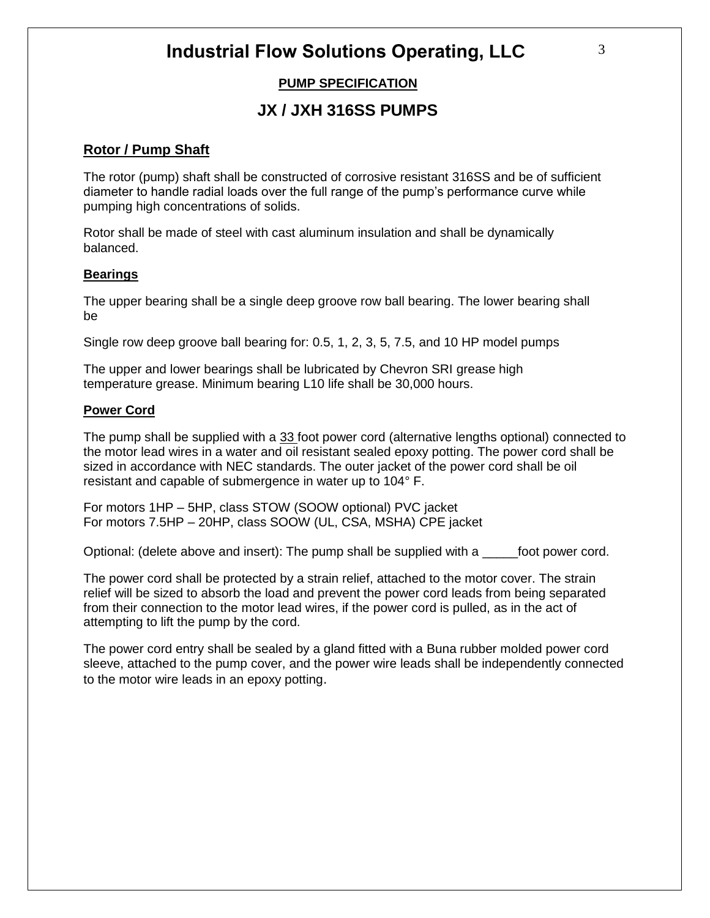# Industrial Flow Solutions Operating, LLC

**PUMP SPECIFICATION**

## JX / JXH 316SS PUMPS

### Rotor / Pump Shaft

The rotor (pump) shaft shall be constructed of corrosive resistant 316SS and be of sufficient diameter to handle radial loads over the full range of the pump's performance curve while pumping high concentrations of solids.

Rotor shall be made of steel with cast aluminum insulation and shall be dynamically balanced.

### Bearings

The upper bearing shall be a single deep groove row ball bearing. The lower bearing shall be

Single row deep groove ball bearing for: 0.5, 1, 2, 3, 5, 7.5, and 10 HP model pumps

The upper and lower bearings shall be lubricated by Chevron SRI grease high temperature grease. Minimum bearing L10 life shall be 30,000 hours.

### Power Cord

The pump shall be supplied with a 33 foot power cord (alternative lengths optional) connected to the motor lead wires in a water and oil resistant sealed epoxy potting. The power cord shall be sized in accordance with NEC standards. The outer jacket of the power cord shall be oil resistant and capable of submergence in water up to 104° F.

For motors 1HP – 5HP, class STOW (SOOW optional) PVC jacket
For motors 7.5HP – 20HP, class SOOW (UL, CSA, MSHA) CPE jacket

Optional: (delete above and insert): The pump shall be supplied with a _____foot power cord.

The power cord shall be protected by a strain relief, attached to the motor cover. The strain relief will be sized to absorb the load and prevent the power cord leads from being separated from their connection to the motor lead wires, if the power cord is pulled, as in the act of attempting to lift the pump by the cord.

The power cord entry shall be sealed by a gland fitted with a Buna rubber molded power cord sleeve, attached to the pump cover, and the power wire leads shall be independently connected to the motor wire leads in an epoxy potting.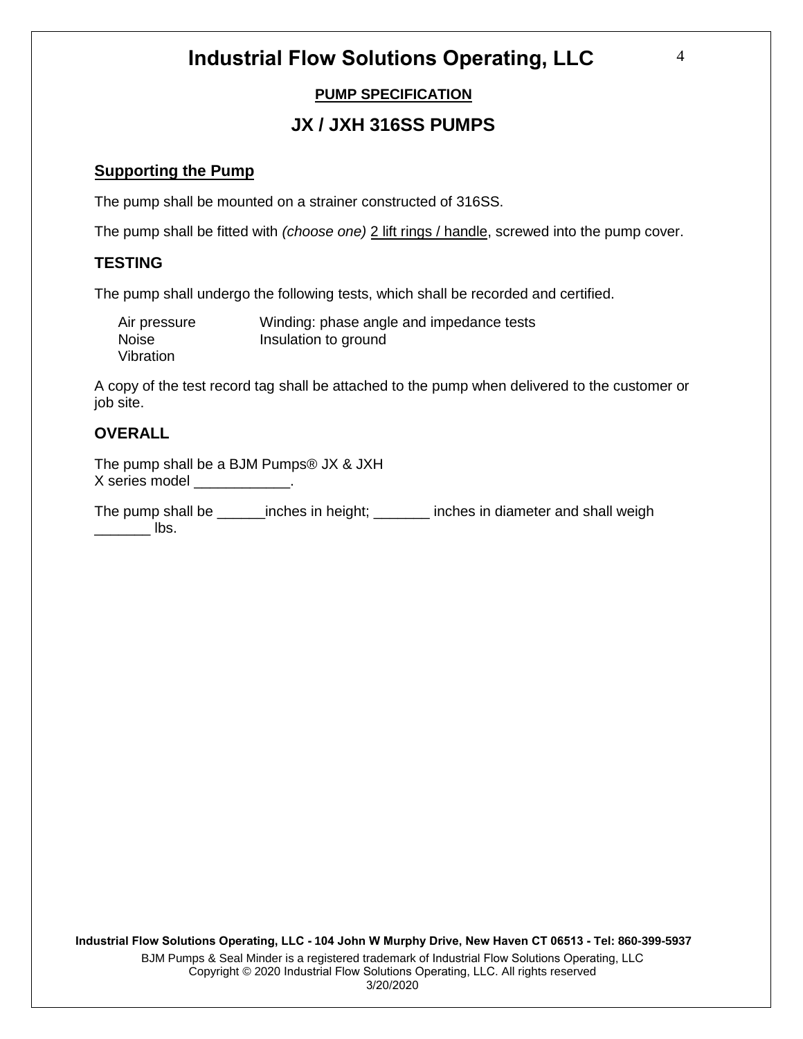**PUMP SPECIFICATION**

## JX / JXH 316SS PUMPS

### Supporting the Pump

The pump shall be mounted on a strainer constructed of 316SS.

The pump shall be fitted with *(choose one)* 2 lift rings / handle, screwed into the pump cover.

### TESTING

The pump shall undergo the following tests, which shall be recorded and certified.

| | |
|---|---|
| Air pressure | Winding: phase angle and impedance tests |
| Noise | Insulation to ground |
| Vibration | |

A copy of the test record tag shall be attached to the pump when delivered to the customer or job site.

### OVERALL

The pump shall be a BJM Pumps® JX & JXH
X series model ____________.

The pump shall be ______inches in height; _______ inches in diameter and shall weigh _______ lbs.